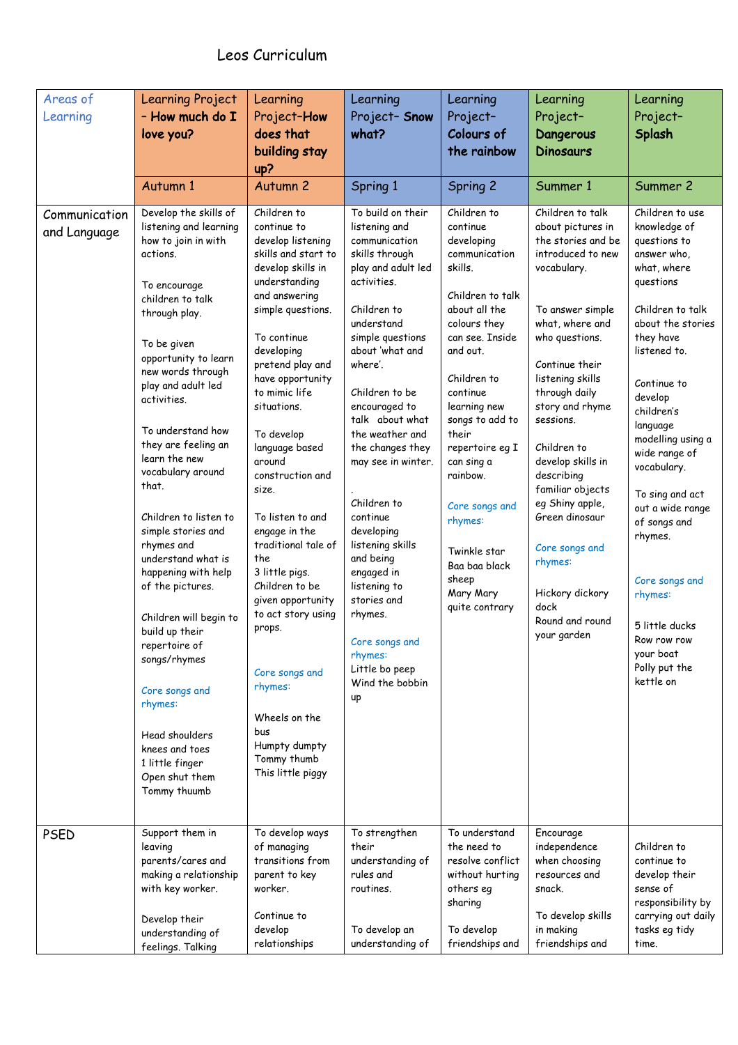# Leos Curriculum

| Areas of Learning | Learning Project – **How much do I love you?** | Learning Project-**How does that building stay up?** | Learning Project- **Snow what?** | Learning Project- **Colours of the rainbow** | Learning Project- **Dangerous Dinosaurs** | Learning Project- **Splash** |
|---|---|---|---|---|---|---|
| | Autumn 1 | Autumn 2 | Spring 1 | Spring 2 | Summer 1 | Summer 2 |
| Communication and Language | Develop the skills of listening and learning how to join in with actions.<br><br>To encourage children to talk through play.<br><br>To be given opportunity to learn new words through play and adult led activities.<br><br>To understand how they are feeling an learn the new vocabulary around that.<br><br>Children to listen to simple stories and rhymes and understand what is happening with help of the pictures.<br><br>Children will begin to build up their repertoire of songs/rhymes<br><br>Core songs and rhymes:<br><br>Head shoulders knees and toes<br>1 little finger<br>Open shut them<br>Tommy thuumb | Children to continue to develop listening skills and start to develop skills in understanding and answering simple questions.<br><br>To continue developing pretend play and have opportunity to mimic life situations.<br><br>To develop language based around construction and size.<br><br>To listen to and engage in the traditional tale of the 3 little pigs. Children to be given opportunity to act story using props.<br><br>Core songs and rhymes:<br><br>Wheels on the bus<br>Humpty dumpty<br>Tommy thumb<br>This little piggy | To build on their listening and communication skills through play and adult led activities.<br><br>Children to understand simple questions about 'what and where'.<br><br>Children to be encouraged to talk about what the weather and the changes they may see in winter.<br><br>.<br>Children to continue developing listening skills and being engaged in listening to stories and rhymes.<br><br>Core songs and rhymes:<br>Little bo peep<br>Wind the bobbin up | Children to continue developing communication skills.<br><br>Children to talk about all the colours they can see. Inside and out.<br><br>Children to continue learning new songs to add to their repertoire eg I can sing a rainbow.<br><br>Core songs and rhymes:<br><br>Twinkle star<br>Baa baa black sheep<br>Mary Mary quite contrary | Children to talk about pictures in the stories and be introduced to new vocabulary.<br><br>To answer simple what, where and who questions.<br><br>Continue their listening skills through daily story and rhyme sessions.<br><br>Children to develop skills in describing familiar objects eg Shiny apple, Green dinosaur<br><br>Core songs and rhymes:<br><br>Hickory dickory dock<br>Round and round your garden | Children to use knowledge of questions to answer who, what, where questions<br><br>Children to talk about the stories they have listened to.<br><br>Continue to develop children's language modelling using a wide range of vocabulary.<br><br>To sing and act out a wide range of songs and rhymes.<br><br>Core songs and rhymes:<br><br>5 little ducks<br>Row row row your boat<br>Polly put the kettle on |
| PSED | Support them in leaving parents/cares and making a relationship with key worker.<br><br>Develop their understanding of feelings. Talking | To develop ways of managing transitions from parent to key worker.<br><br>Continue to develop relationships | To strengthen their understanding of rules and routines.<br><br>To develop an understanding of | To understand the need to resolve conflict without hurting others eg sharing<br><br>To develop friendships and | Encourage independence when choosing resources and snack.<br><br>To develop skills in making friendships and | Children to continue to develop their sense of responsibility by carrying out daily tasks eg tidy time. |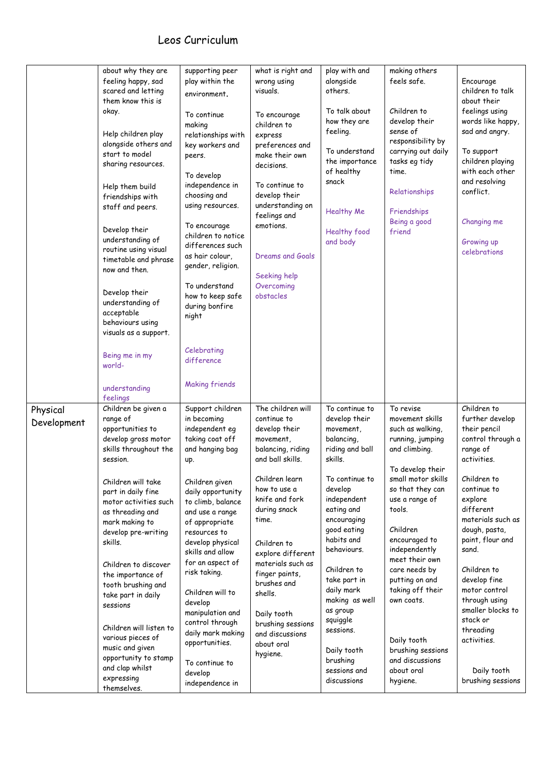# Leos Curriculum

| | | | | | | |
|---|---|---|---|---|---|---|
| | about why they are feeling happy, sad scared and letting them know this is okay.<br><br>Help children play alongside others and start to model sharing resources.<br><br>Help them build friendships with staff and peers.<br><br>Develop their understanding of routine using visual timetable and phrase now and then.<br><br>Develop their understanding of acceptable behaviours using visuals as a support.<br><br>Being me in my world-<br><br>understanding feelings | supporting peer play within the environment.<br><br>To continue making relationships with key workers and peers.<br><br>To develop independence in choosing and using resources.<br><br>To encourage children to notice differences such as hair colour, gender, religion.<br><br>To understand how to keep safe during bonfire night<br><br>Celebrating difference<br><br>Making friends | what is right and wrong using visuals.<br><br>To encourage children to express preferences and make their own decisions.<br><br>To continue to develop their understanding on feelings and emotions.<br><br>Dreams and Goals<br><br>Seeking help Overcoming obstacles | play with and alongside others.<br><br>To talk about how they are feeling.<br><br>To understand the importance of healthy snack<br><br>Healthy Me<br><br>Healthy food and body | making others feels safe.<br><br>Children to develop their sense of responsibility by carrying out daily tasks eg tidy time.<br><br>Relationships<br><br>Friendships Being a good friend | Encourage children to talk about their feelings using words like happy, sad and angry.<br><br>To support children playing with each other and resolving conflict.<br><br>Changing me<br><br>Growing up celebrations |
| Physical Development | Children be given a range of opportunities to develop gross motor skills throughout the session.<br><br>Children will take part in daily fine motor activities such as threading and mark making to develop pre-writing skills.<br><br>Children to discover the importance of tooth brushing and take part in daily sessions<br><br>Children will listen to various pieces of music and given opportunity to stamp and clap whilst expressing themselves. | Support children in becoming independent eg taking coat off and hanging bag up.<br><br>Children given daily opportunity to climb, balance and use a range of appropriate resources to develop physical skills and allow for an aspect of risk taking.<br><br>Children will to develop manipulation and control through daily mark making opportunities.<br><br>To continue to develop independence in | The children will continue to develop their movement, balancing, riding and ball skills.<br><br>Children learn how to use a knife and fork during snack time.<br><br>Children to explore different materials such as finger paints, brushes and shells.<br><br>Daily tooth brushing sessions and discussions about oral hygiene. | To continue to develop their movement, balancing, riding and ball skills.<br><br>To continue to develop independent eating and encouraging good eating habits and behaviours.<br><br>Children to take part in daily mark making as well as group squiggle sessions.<br><br>Daily tooth brushing sessions and discussions | To revise movement skills such as walking, running, jumping and climbing.<br><br>To develop their small motor skills so that they can use a range of tools.<br><br>Children encouraged to independently meet their own care needs by putting on and taking off their own coats.<br><br>Daily tooth brushing sessions and discussions about oral hygiene. | Children to further develop their pencil control through a range of activities.<br><br>Children to continue to explore different materials such as dough, pasta, paint, flour and sand.<br><br>Children to develop fine motor control through using smaller blocks to stack or threading activities.<br><br>Daily tooth brushing sessions |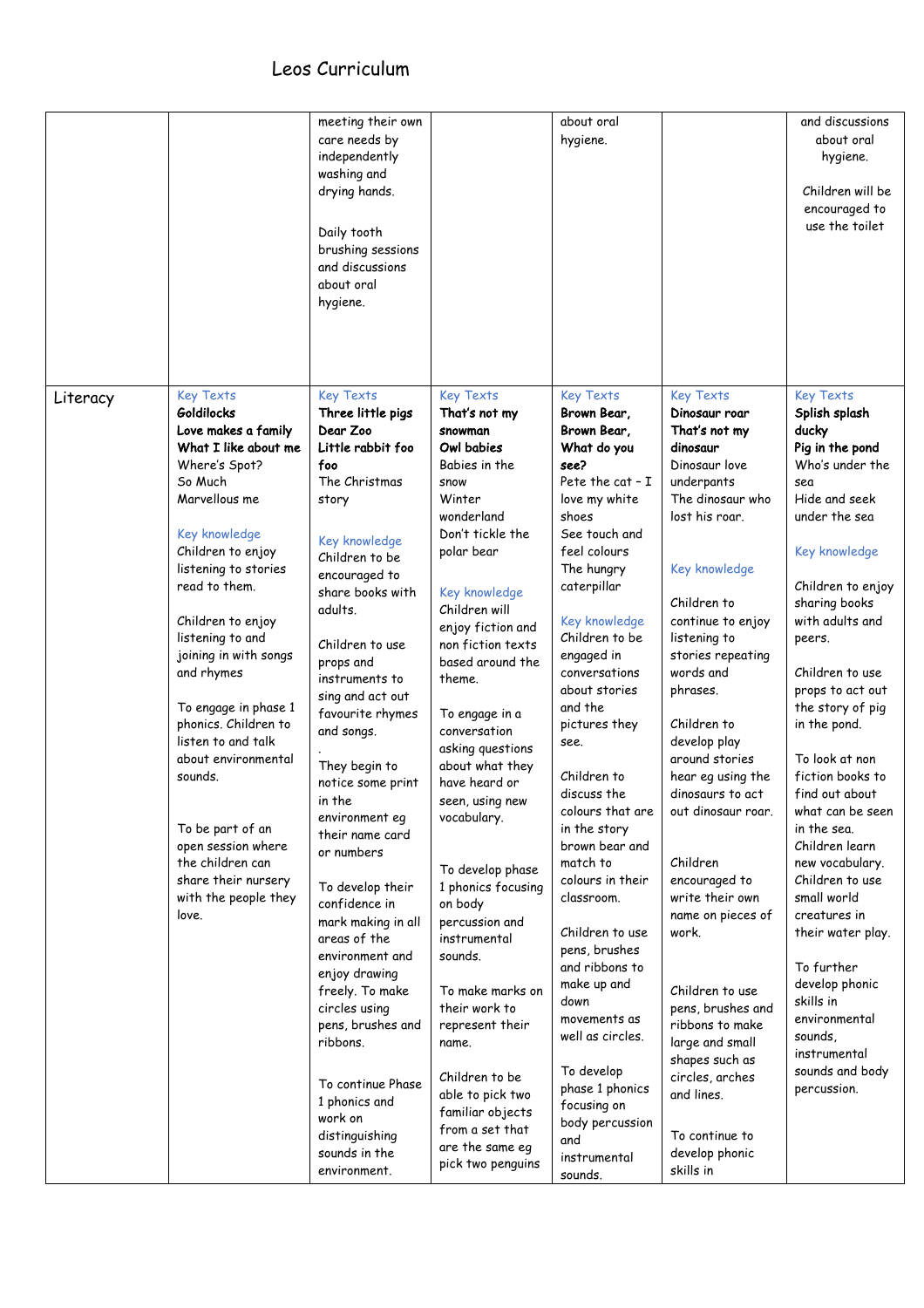# Leos Curriculum

| | | | | | | |
|---|---|---|---|---|---|---|
| | | meeting their own care needs by independently washing and drying hands.<br><br>Daily tooth brushing sessions and discussions about oral hygiene. | | about oral hygiene. | | and discussions about oral hygiene.<br><br>Children will be encouraged to use the toilet |
| Literacy | Key Texts<br>**Goldilocks**<br>**Love makes a family**<br>**What I like about me**<br>Where's Spot?<br>So Much<br>Marvellous me<br><br>Key knowledge<br>Children to enjoy listening to stories read to them.<br><br>Children to enjoy listening to and joining in with songs and rhymes<br><br>To engage in phase 1 phonics. Children to listen to and talk about environmental sounds.<br><br>To be part of an open session where the children can share their nursery with the people they love. | Key Texts<br>**Three little pigs**<br>**Dear Zoo**<br>**Little rabbit foo foo**<br>The Christmas story<br><br>Key knowledge<br>Children to be encouraged to share books with adults.<br><br>Children to use props and instruments to sing and act out favourite rhymes and songs.<br><br>They begin to notice some print in the environment eg their name card or numbers<br><br>To develop their confidence in mark making in all areas of the environment and enjoy drawing freely. To make circles using pens, brushes and ribbons.<br><br>To continue Phase 1 phonics and work on distinguishing sounds in the environment. | Key Texts<br>**That's not my snowman**<br>**Owl babies**<br>Babies in the snow<br>Winter wonderland<br>Don't tickle the polar bear<br><br>Key knowledge<br>Children will enjoy fiction and non fiction texts based around the theme.<br><br>To engage in a conversation asking questions about what they have heard or seen, using new vocabulary.<br><br>To develop phase 1 phonics focusing on body percussion and instrumental sounds.<br><br>To make marks on their work to represent their name.<br><br>Children to be able to pick two familiar objects from a set that are the same eg pick two penguins | Key Texts<br>**Brown Bear, Brown Bear, What do you see?**<br>Pete the cat – I love my white shoes<br>See touch and feel colours<br>The hungry caterpillar<br><br>Key knowledge<br>Children to be engaged in conversations about stories and the pictures they see.<br><br>Children to discuss the colours that are in the story brown bear and match to colours in their classroom.<br><br>Children to use pens, brushes and ribbons to make up and down movements as well as circles.<br><br>To develop phase 1 phonics focusing on body percussion and instrumental sounds. | Key Texts<br>**Dinosaur roar**<br>**That's not my dinosaur**<br>Dinosaur love underpants<br>The dinosaur who lost his roar.<br><br>Key knowledge<br><br>Children to continue to enjoy listening to stories repeating words and phrases.<br><br>Children to develop play around stories hear eg using the dinosaurs to act out dinosaur roar.<br><br>Children encouraged to write their own name on pieces of work.<br><br>Children to use pens, brushes and ribbons to make large and small shapes such as circles, arches and lines.<br><br>To continue to develop phonic skills in | Key Texts<br>**Splish splash ducky**<br>**Pig in the pond**<br>Who's under the sea<br>Hide and seek under the sea<br><br>Key knowledge<br><br>Children to enjoy sharing books with adults and peers.<br><br>Children to use props to act out the story of pig in the pond.<br><br>To look at non fiction books to find out about what can be seen in the sea.<br>Children learn new vocabulary.<br>Children to use small world creatures in their water play.<br><br>To further develop phonic skills in environmental sounds, instrumental sounds and body percussion. |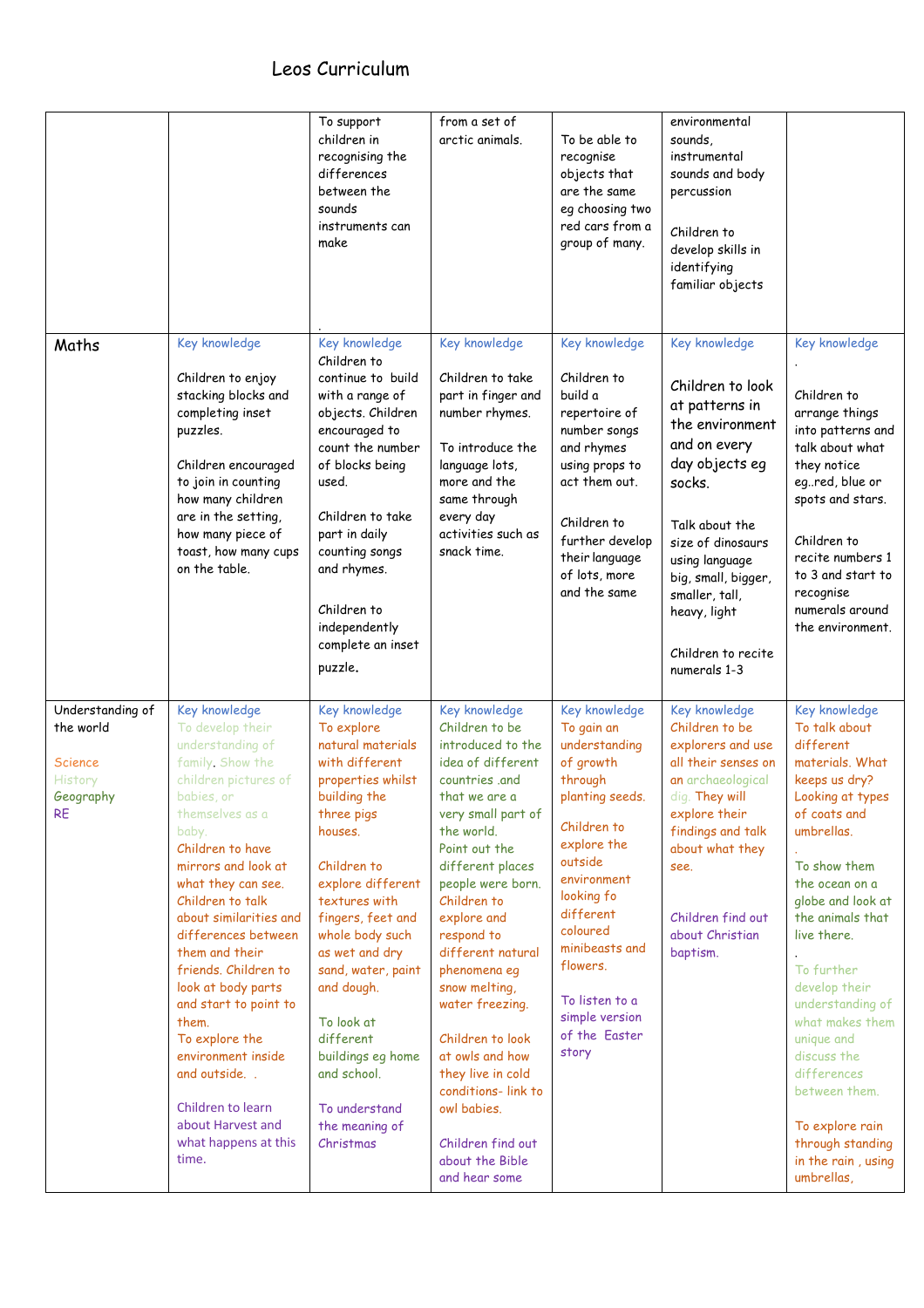# Leos Curriculum

| | | | | | | |
|---|---|---|---|---|---|---|
| | | To support children in recognising the differences between the sounds instruments can make<br><br>. | from a set of arctic animals. | To be able to recognise objects that are the same eg choosing two red cars from a group of many. | environmental sounds, instrumental sounds and body percussion<br><br>Children to develop skills in identifying familiar objects | |
| Maths | Key knowledge<br><br>Children to enjoy stacking blocks and completing inset puzzles.<br><br>Children encouraged to join in counting how many children are in the setting, how many piece of toast, how many cups on the table. | Key knowledge<br>Children to continue to build with a range of objects. Children encouraged to count the number of blocks being used.<br><br>Children to take part in daily counting songs and rhymes.<br><br>Children to independently complete an inset puzzle. | Key knowledge<br><br>Children to take part in finger and number rhymes.<br><br>To introduce the language lots, more and the same through every day activities such as snack time. | Key knowledge<br><br>Children to build a repertoire of number songs and rhymes using props to act them out.<br><br>Children to further develop their language of lots, more and the same | Key knowledge<br><br>Children to look at patterns in the environment and on every day objects eg socks.<br><br>Talk about the size of dinosaurs using language big, small, bigger, smaller, tall, heavy, light<br><br>Children to recite numerals 1-3 | Key knowledge<br>.<br>Children to arrange things into patterns and talk about what they notice eg..red, blue or spots and stars.<br><br>Children to recite numbers 1 to 3 and start to recognise numerals around the environment. |
| Understanding of the world<br><br>Science<br>History<br>Geography<br>RE | Key knowledge<br>To develop their understanding of family. Show the children pictures of babies, or themselves as a baby.<br>Children to have mirrors and look at what they can see.<br>Children to talk about similarities and differences between them and their friends. Children to look at body parts and start to point to them.<br>To explore the environment inside and outside. .<br><br>Children to learn about Harvest and what happens at this time. | Key knowledge<br>To explore natural materials with different properties whilst building the three pigs houses.<br><br>Children to explore different textures with fingers, feet and whole body such as wet and dry sand, water, paint and dough.<br><br>To look at different buildings eg home and school.<br><br>To understand the meaning of Christmas | Key knowledge<br>Children to be introduced to the idea of different countries .and that we are a very small part of the world.<br>Point out the different places people were born.<br>Children to explore and respond to different natural phenomena eg snow melting, water freezing.<br><br>Children to look at owls and how they live in cold conditions- link to owl babies.<br><br>Children find out about the Bible and hear some | Key knowledge<br>To gain an understanding of growth through planting seeds.<br><br>Children to explore the outside environment looking fo different coloured minibeasts and flowers.<br><br>To listen to a simple version of the Easter story | Key knowledge<br>Children to be explorers and use all their senses on an archaeological dig. They will explore their findings and talk about what they see.<br><br>Children find out about Christian baptism. | Key knowledge<br>To talk about different materials. What keeps us dry? Looking at types of coats and umbrellas.<br>.<br>To show them the ocean on a globe and look at the animals that live there.<br>.<br>To further develop their understanding of what makes them unique and discuss the differences between them.<br><br>To explore rain through standing in the rain , using umbrellas, |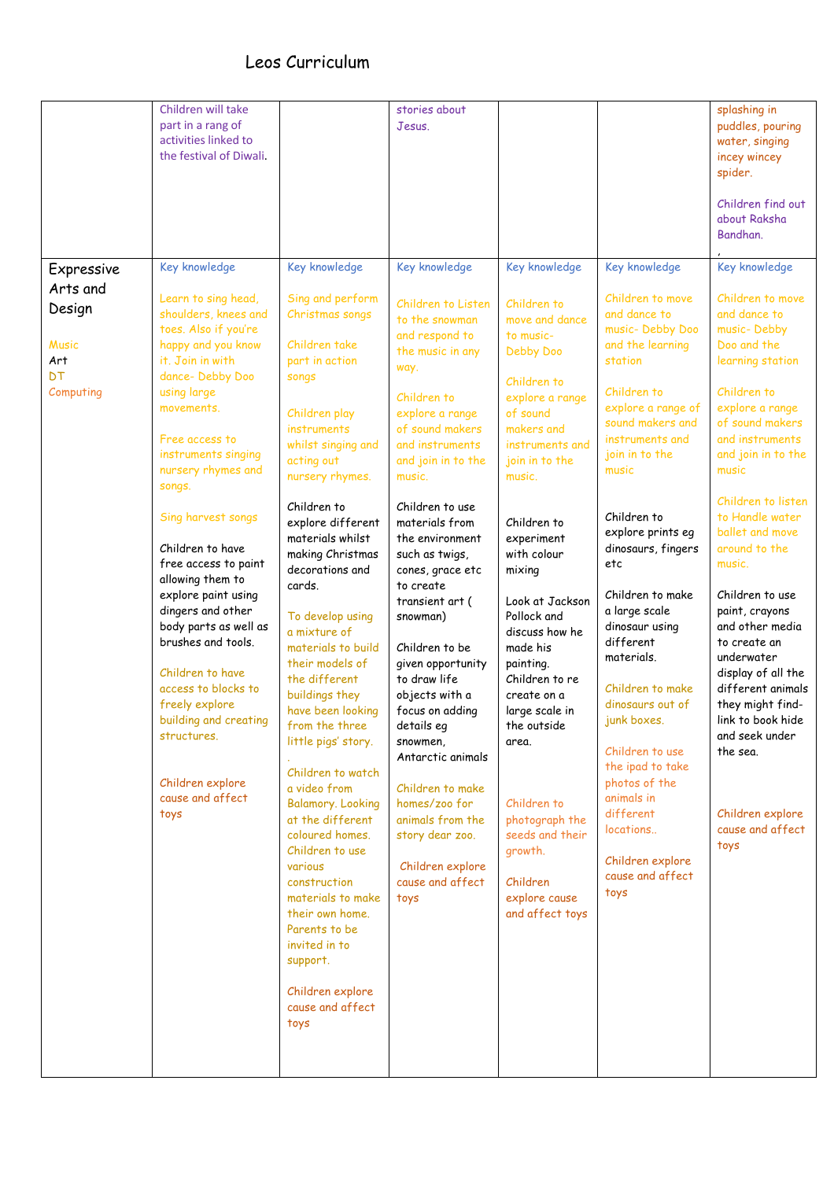# Leos Curriculum

| | | | | | | |
|---|---|---|---|---|---|---|
| | Children will take part in a rang of activities linked to the festival of Diwali. | | stories about Jesus. | | | splashing in puddles, pouring water, singing incey wincey spider.<br><br>Children find out about Raksha Bandhan.<br>, |
| Expressive Arts and Design<br><br>Music<br>Art<br>DT<br>Computing | Key knowledge<br><br>Learn to sing head, shoulders, knees and toes. Also if you're happy and you know it. Join in with dance- Debby Doo using large movements.<br><br>Free access to instruments singing nursery rhymes and songs.<br><br>Sing harvest songs<br><br>Children to have free access to paint allowing them to explore paint using dingers and other body parts as well as brushes and tools.<br><br>Children to have access to blocks to freely explore building and creating structures.<br><br>Children explore cause and affect toys | Key knowledge<br><br>Sing and perform Christmas songs<br><br>Children take part in action songs<br><br>Children play instruments whilst singing and acting out nursery rhymes.<br><br>Children to explore different materials whilst making Christmas decorations and cards.<br><br>To develop using a mixture of materials to build their models of the different buildings they have been looking from the three little pigs' story.<br>.<br>Children to watch a video from Balamory. Looking at the different coloured homes. Children to use various construction materials to make their own home. Parents to be invited in to support.<br><br>Children explore cause and affect toys | Key knowledge<br><br>Children to Listen to the snowman and respond to the music in any way.<br><br>Children to explore a range of sound makers and instruments and join in to the music.<br><br>Children to use materials from the environment such as twigs, cones, grace etc to create transient art ( snowman)<br><br>Children to be given opportunity to draw life objects with a focus on adding details eg snowmen, Antarctic animals<br><br>Children to make homes/zoo for animals from the story dear zoo.<br><br>Children explore cause and affect toys | Key knowledge<br><br>Children to move and dance to music- Debby Doo<br><br>Children to explore a range of sound makers and instruments and join in to the music.<br><br>Children to experiment with colour mixing<br><br>Look at Jackson Pollock and discuss how he made his painting. Children to re create on a large scale in the outside area.<br><br>Children to photograph the seeds and their growth.<br><br>Children explore cause and affect toys | Key knowledge<br><br>Children to move and dance to music- Debby Doo and the learning station<br><br>Children to explore a range of sound makers and instruments and join in to the music<br><br>Children to explore prints eg dinosaurs, fingers etc<br><br>Children to make a large scale dinosaur using different materials.<br><br>Children to make dinosaurs out of junk boxes.<br><br>Children to use the ipad to take photos of the animals in different locations..<br><br>Children explore cause and affect toys | Key knowledge<br><br>Children to move and dance to music- Debby Doo and the learning station<br><br>Children to explore a range of sound makers and instruments and join in to the music<br><br>Children to listen to Handle water ballet and move around to the music.<br><br>Children to use paint, crayons and other media to create an underwater display of all the different animals they might find- link to book hide and seek under the sea.<br><br>Children explore cause and affect toys |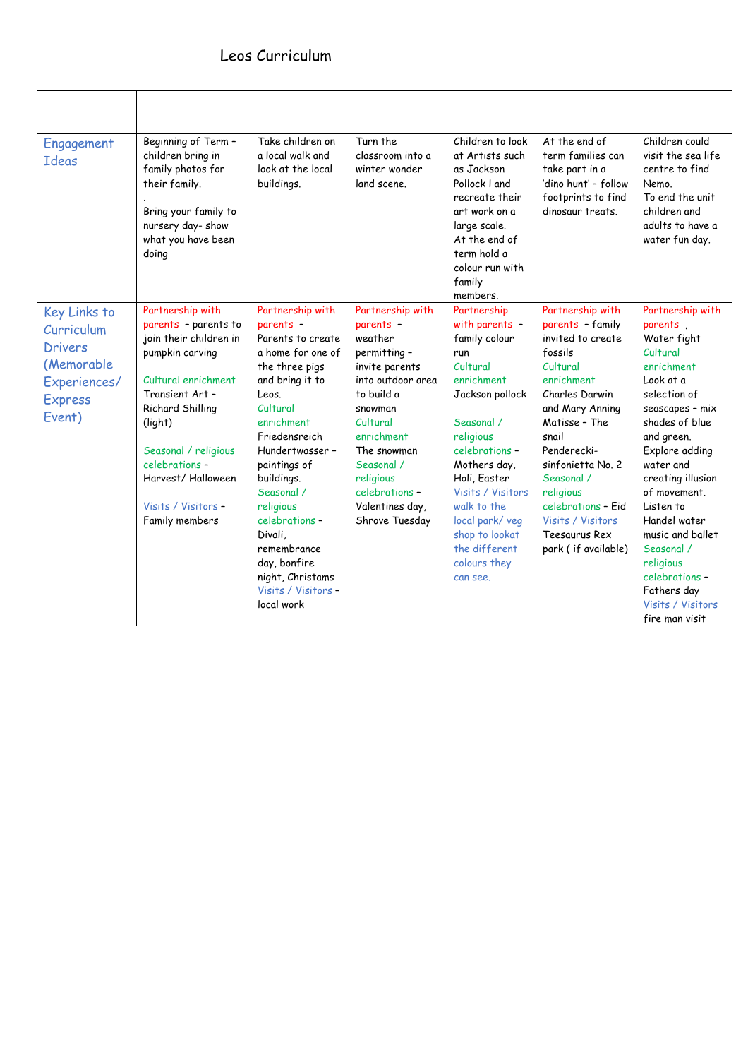# Leos Curriculum

| | | | | | | |
|---|---|---|---|---|---|---|
| Engagement Ideas | Beginning of Term – children bring in family photos for their family.<br><br>.<br>Bring your family to nursery day- show what you have been doing | Take children on a local walk and look at the local buildings. | Turn the classroom into a winter wonder land scene. | Children to look at Artists such as Jackson Pollock l and recreate their art work on a large scale.<br>At the end of term hold a colour run with family members. | At the end of term families can take part in a 'dino hunt' – follow footprints to find dinosaur treats. | Children could visit the sea life centre to find Nemo.<br>To end the unit children and adults to have a water fun day. |
| Key Links to Curriculum Drivers (Memorable Experiences/ Express Event) | Partnership with parents – parents to join their children in pumpkin carving<br><br>Cultural enrichment Transient Art – Richard Shilling (light)<br><br>Seasonal / religious celebrations – Harvest/ Halloween<br><br>Visits / Visitors – Family members | Partnership with parents – Parents to create a home for one of the three pigs and bring it to Leos.<br>Cultural enrichment Friedensreich Hundertwasser – paintings of buildings.<br>Seasonal / religious celebrations – Divali, remembrance day, bonfire night, Christams<br>Visits / Visitors – local work | Partnership with parents – weather permitting – invite parents into outdoor area to build a snowman<br>Cultural enrichment The snowman<br>Seasonal / religious celebrations – Valentines day, Shrove Tuesday | Partnership with parents – family colour run<br>Cultural enrichment Jackson pollock<br><br>Seasonal / religious celebrations – Mothers day, Holi, Easter<br>Visits / Visitors walk to the local park/ veg shop to lookat the different colours they can see. | Partnership with parents – family invited to create fossils<br>Cultural enrichment Charles Darwin and Mary Anning Matisse – The snail<br>Penderecki- sinfonietta No. 2<br>Seasonal / religious celebrations – Eid<br>Visits / Visitors Teesaurus Rex park ( if available) | Partnership with parents , Water fight<br>Cultural enrichment Look at a selection of seascapes – mix shades of blue and green.<br>Explore adding water and creating illusion of movement.<br>Listen to Handel water music and ballet<br>Seasonal / religious celebrations – Fathers day<br>Visits / Visitors fire man visit |